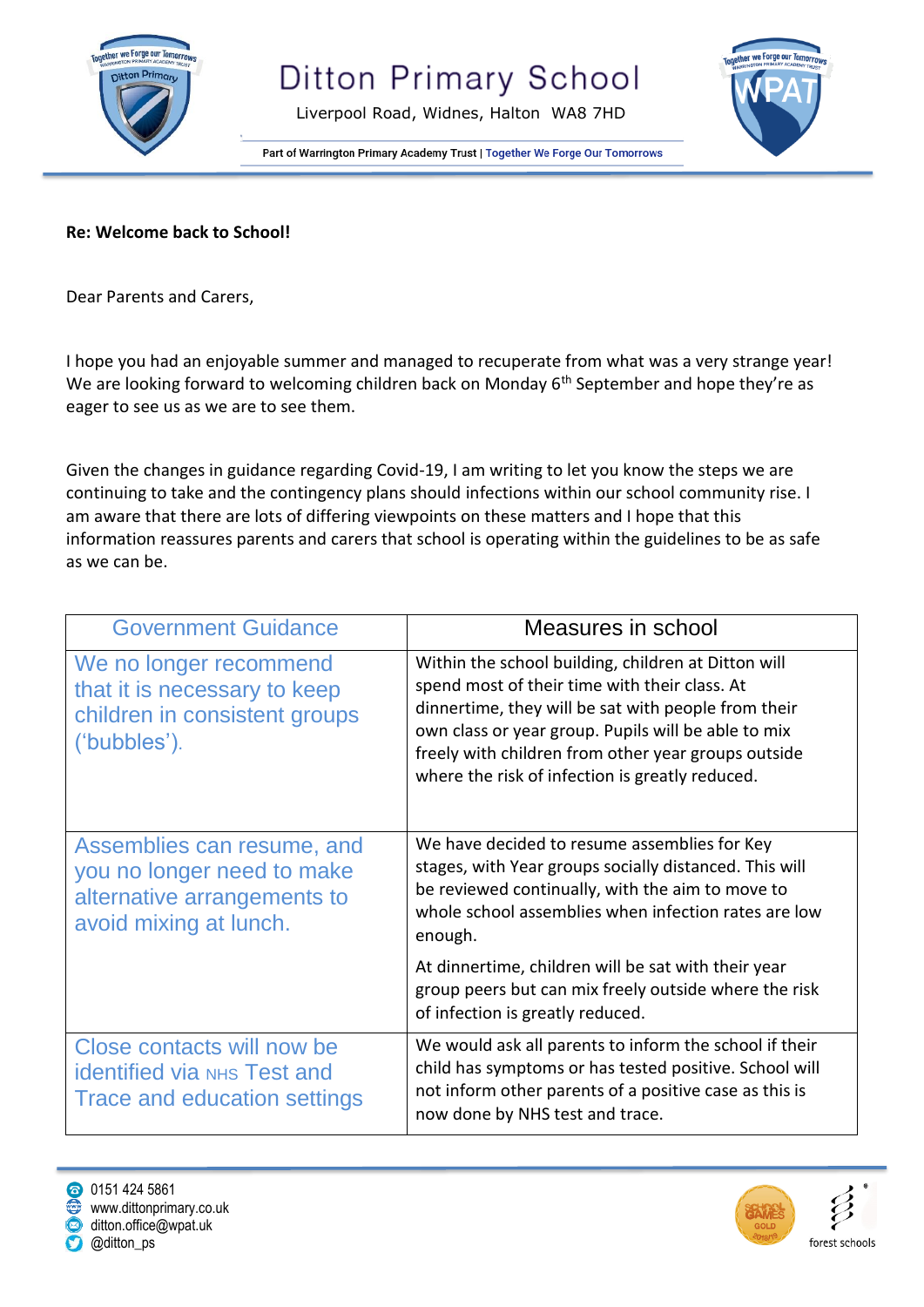# Ditton Primary School

Liverpool Road, Widnes, Halton WA8 7HD

Part of Warrington Primary Academy Trust | Together We Forge Our Tomorrows

**Re: Welcome back to School!**

Dear Parents and Carers,

I hope you had an enjoyable summer and managed to recuperate from what was a very strange year! We are looking forward to welcoming children back on Monday 6th September and hope they're as eager to see us as we are to see them.

Given the changes in guidance regarding Covid-19, I am writing to let you know the steps we are continuing to take and the contingency plans should infections within our school community rise. I am aware that there are lots of differing viewpoints on these matters and I hope that this information reassures parents and carers that school is operating within the guidelines to be as safe as we can be.

| Government Guidance | Measures in school |
|---|---|
| We no longer recommend that it is necessary to keep children in consistent groups ('bubbles'). | Within the school building, children at Ditton will spend most of their time with their class. At dinnertime, they will be sat with people from their own class or year group. Pupils will be able to mix freely with children from other year groups outside where the risk of infection is greatly reduced. |
| Assemblies can resume, and you no longer need to make alternative arrangements to avoid mixing at lunch. | We have decided to resume assemblies for Key stages, with Year groups socially distanced. This will be reviewed continually, with the aim to move to whole school assemblies when infection rates are low enough.<br><br>At dinnertime, children will be sat with their year group peers but can mix freely outside where the risk of infection is greatly reduced. |
| Close contacts will now be identified via NHS Test and Trace and education settings | We would ask all parents to inform the school if their child has symptoms or has tested positive. School will not inform other parents of a positive case as this is now done by NHS test and trace. |

0151 424 5861
www.dittonprimary.co.uk
ditton.office@wpat.uk
@ditton_ps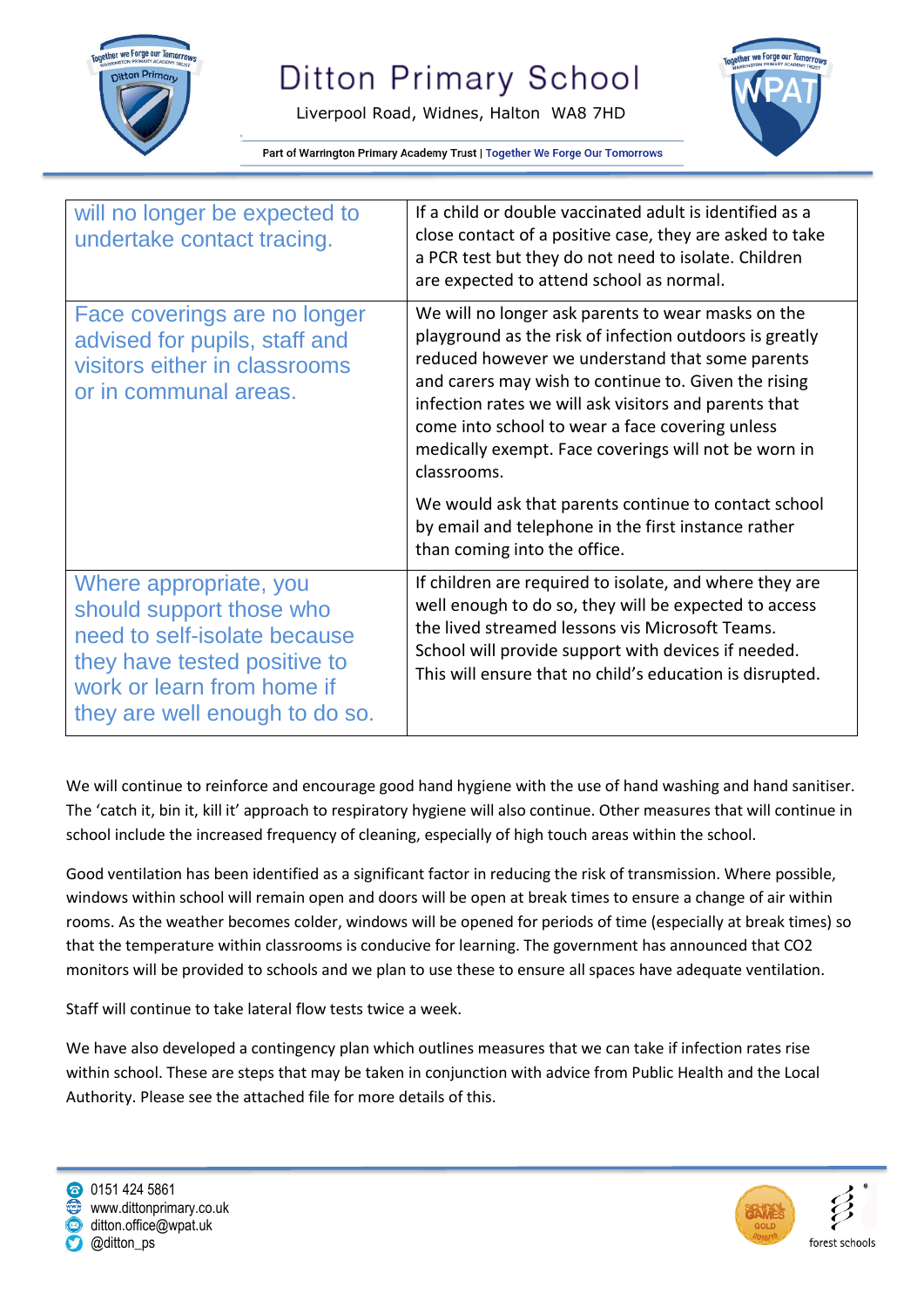| will no longer be expected to undertake contact tracing. | If a child or double vaccinated adult is identified as a close contact of a positive case, they are asked to take a PCR test but they do not need to isolate. Children are expected to attend school as normal. |
|---|---|
| Face coverings are no longer advised for pupils, staff and visitors either in classrooms or in communal areas. | We will no longer ask parents to wear masks on the playground as the risk of infection outdoors is greatly reduced however we understand that some parents and carers may wish to continue to. Given the rising infection rates we will ask visitors and parents that come into school to wear a face covering unless medically exempt. Face coverings will not be worn in classrooms.<br><br>We would ask that parents continue to contact school by email and telephone in the first instance rather than coming into the office. |
| Where appropriate, you should support those who need to self-isolate because they have tested positive to work or learn from home if they are well enough to do so. | If children are required to isolate, and where they are well enough to do so, they will be expected to access the lived streamed lessons vis Microsoft Teams. School will provide support with devices if needed. This will ensure that no child's education is disrupted. |

We will continue to reinforce and encourage good hand hygiene with the use of hand washing and hand sanitiser. The 'catch it, bin it, kill it' approach to respiratory hygiene will also continue. Other measures that will continue in school include the increased frequency of cleaning, especially of high touch areas within the school.

Good ventilation has been identified as a significant factor in reducing the risk of transmission. Where possible, windows within school will remain open and doors will be open at break times to ensure a change of air within rooms. As the weather becomes colder, windows will be opened for periods of time (especially at break times) so that the temperature within classrooms is conducive for learning. The government has announced that $CO_2$ monitors will be provided to schools and we plan to use these to ensure all spaces have adequate ventilation.

Staff will continue to take lateral flow tests twice a week.

We have also developed a contingency plan which outlines measures that we can take if infection rates rise within school. These are steps that may be taken in conjunction with advice from Public Health and the Local Authority. Please see the attached file for more details of this.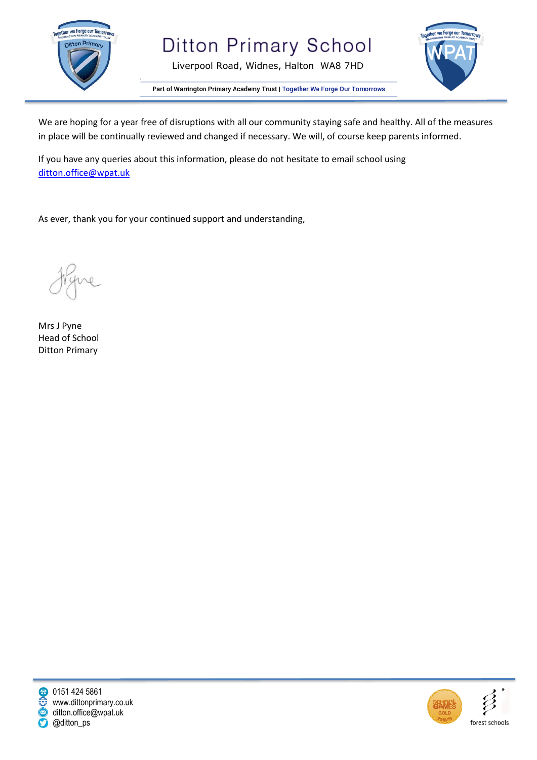We are hoping for a year free of disruptions with all our community staying safe and healthy. All of the measures in place will be continually reviewed and changed if necessary. We will, of course keep parents informed.

If you have any queries about this information, please do not hesitate to email school using ditton.office@wpat.uk

As ever, thank you for your continued support and understanding,

Mrs J Pyne
Head of School
Ditton Primary